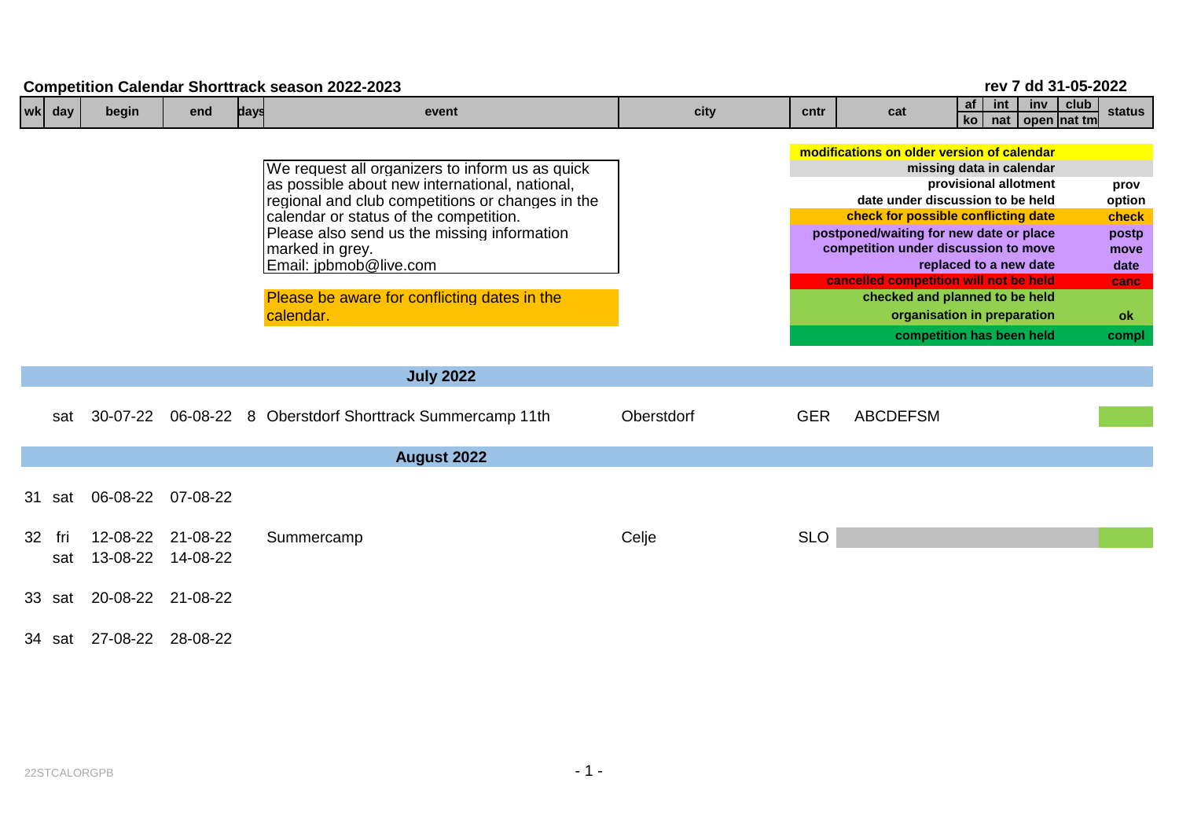## Competition Calendar Shorttrack season 2022-2023

rev 7 dd 31-05-2022

We request all organizers to inform us as quick as possible about new international, national, regional and club competitions or changes in the calendar or status of the competition.
Please also send us the missing information marked in grey.
Email: jpbmob@live.com

Please be aware for conflicting dates in the calendar.

| Legend | status |
|---|---|
| modifications on older version of calendar | |
| missing data in calendar | |
| provisional allotment | prov |
| date under discussion to be held | option |
| check for possible conflicting date | check |
| postponed/waiting for new date or place | postp |
| competition under discussion to move | move |
| replaced to a new date | date |
| cancelled competition will not be held | canc |
| checked and planned to be held | |
| organisation in preparation | ok |
| competition has been held | compl |

| wk | day | begin | end | days | event | city | cntr | cat | af / ko | int / nat | inv / open | club / nat tm | status |
|---|---|---|---|---|---|---|---|---|---|---|---|---|---|
| | | | | | **July 2022** | | | | | | | | |
| | sat | 30-07-22 | 06-08-22 | 8 | Oberstdorf Shorttrack Summercamp 11th | Oberstdorf | GER | ABCDEFSM | | | | | |
| | | | | | **August 2022** | | | | | | | | |
| 31 | sat | 06-08-22 | 07-08-22 | | | | | | | | | | |
| 32 | fri | 12-08-22 | 21-08-22 | | Summercamp | Celje | SLO | | | | | | |
| | sat | 13-08-22 | 14-08-22 | | | | | | | | | | |
| 33 | sat | 20-08-22 | 21-08-22 | | | | | | | | | | |
| 34 | sat | 27-08-22 | 28-08-22 | | | | | | | | | | |

22STCALORGPB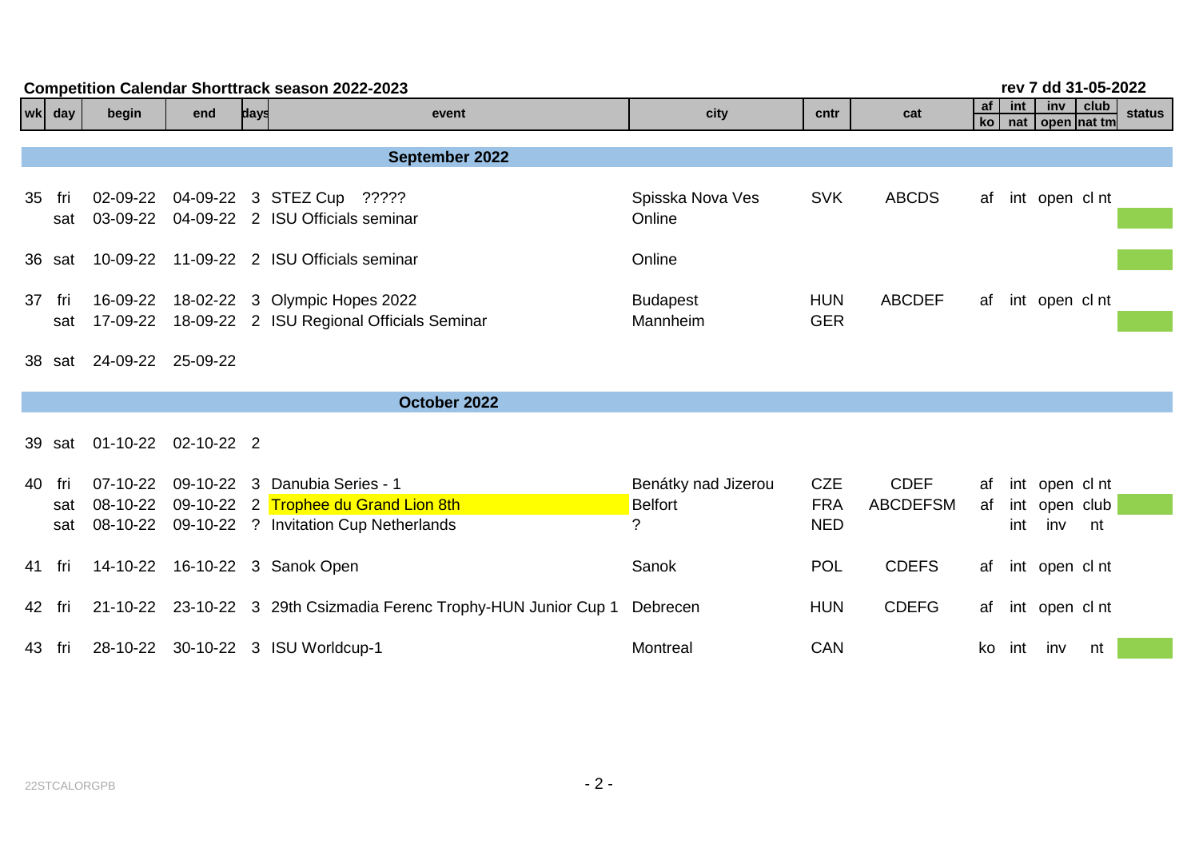**Competition Calendar Shorttrack season 2022-2023** rev 7 dd 31-05-2022

| wk | day | begin | end | days | event | city | cntr | cat | af / ko | int / nat | inv / open | club / nat tm | status |
|---|---|---|---|---|---|---|---|---|---|---|---|---|---|
| | | | | | **September 2022** | | | | | | | | |
| 35 | fri | 02-09-22 | 04-09-22 | 3 | STEZ Cup ????? | Spisska Nova Ves | SVK | ABCDS | af | int | open | cl nt | |
| | sat | 03-09-22 | 04-09-22 | 2 | ISU Officials seminar | Online | | | | | | | |
| 36 | sat | 10-09-22 | 11-09-22 | 2 | ISU Officials seminar | Online | | | | | | | |
| 37 | fri | 16-09-22 | 18-02-22 | 3 | Olympic Hopes 2022 | Budapest | HUN | ABCDEF | af | int | open | cl nt | |
| | sat | 17-09-22 | 18-09-22 | 2 | ISU Regional Officials Seminar | Mannheim | GER | | | | | | |
| 38 | sat | 24-09-22 | 25-09-22 | | | | | | | | | | |
| | | | | | **October 2022** | | | | | | | | |
| 39 | sat | 01-10-22 | 02-10-22 | 2 | | | | | | | | | |
| 40 | fri | 07-10-22 | 09-10-22 | 3 | Danubia Series - 1 | Benátky nad Jizerou | CZE | CDEF | af | int | open | cl nt | |
| | sat | 08-10-22 | 09-10-22 | 2 | Trophee du Grand Lion 8th | Belfort | FRA | ABCDEFSM | af | int | open | club | |
| | sat | 08-10-22 | 09-10-22 | ? | Invitation Cup Netherlands | ? | NED | | | int | inv | nt | |
| 41 | fri | 14-10-22 | 16-10-22 | 3 | Sanok Open | Sanok | POL | CDEFS | af | int | open | cl nt | |
| 42 | fri | 21-10-22 | 23-10-22 | 3 | 29th Csizmadia Ferenc Trophy-HUN Junior Cup 1 | Debrecen | HUN | CDEFG | af | int | open | cl nt | |
| 43 | fri | 28-10-22 | 30-10-22 | 3 | ISU Worldcup-1 | Montreal | CAN | | ko | int | inv | nt | |

22STCALORGPB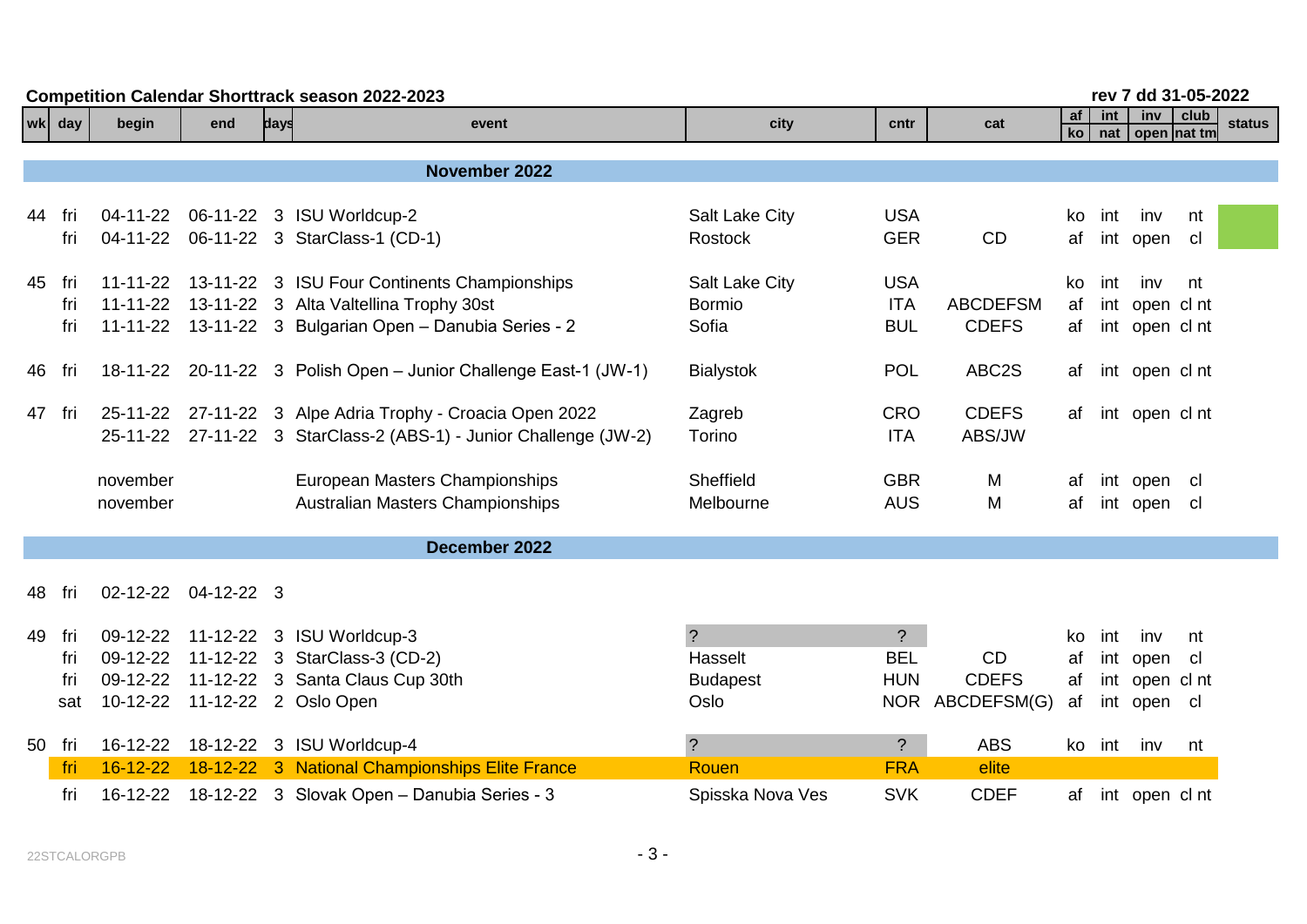**Competition Calendar Shorttrack season 2022-2023** — rev 7 dd 31-05-2022

| wk | day | begin | end | days | event | city | cntr | cat | af / ko | int / nat | inv / open | club / nat tm | status |
|---|---|---|---|---|---|---|---|---|---|---|---|---|---|
| | | | | | **November 2022** | | | | | | | | |
| 44 | fri | 04-11-22 | 06-11-22 | 3 | ISU Worldcup-2 | Salt Lake City | USA | | ko | int | inv | nt | |
| | fri | 04-11-22 | 06-11-22 | 3 | StarClass-1 (CD-1) | Rostock | GER | CD | af | int | open | cl | |
| 45 | fri | 11-11-22 | 13-11-22 | 3 | ISU Four Continents Championships | Salt Lake City | USA | | ko | int | inv | nt | |
| | fri | 11-11-22 | 13-11-22 | 3 | Alta Valtellina Trophy 30st | Bormio | ITA | ABCDEFSM | af | int | open | cl nt | |
| | fri | 11-11-22 | 13-11-22 | 3 | Bulgarian Open – Danubia Series - 2 | Sofia | BUL | CDEFS | af | int | open | cl nt | |
| 46 | fri | 18-11-22 | 20-11-22 | 3 | Polish Open – Junior Challenge East-1 (JW-1) | Bialystok | POL | ABC2S | af | int | open | cl nt | |
| 47 | fri | 25-11-22 | 27-11-22 | 3 | Alpe Adria Trophy - Croacia Open 2022 | Zagreb | CRO | CDEFS | af | int | open | cl nt | |
| | | 25-11-22 | 27-11-22 | 3 | StarClass-2 (ABS-1) - Junior Challenge (JW-2) | Torino | ITA | ABS/JW | | | | | |
| | | november | | | European Masters Championships | Sheffield | GBR | M | af | int | open | cl | |
| | | november | | | Australian Masters Championships | Melbourne | AUS | M | af | int | open | cl | |
| | | | | | **December 2022** | | | | | | | | |
| 48 | fri | 02-12-22 | 04-12-22 | 3 | | | | | | | | | |
| 49 | fri | 09-12-22 | 11-12-22 | 3 | ISU Worldcup-3 | ? | ? | | ko | int | inv | nt | |
| | fri | 09-12-22 | 11-12-22 | 3 | StarClass-3 (CD-2) | Hasselt | BEL | CD | af | int | open | cl | |
| | fri | 09-12-22 | 11-12-22 | 3 | Santa Claus Cup 30th | Budapest | HUN | CDEFS | af | int | open | cl nt | |
| | sat | 10-12-22 | 11-12-22 | 2 | Oslo Open | Oslo | NOR | ABCDEFSM(G) | af | int | open | cl | |
| 50 | fri | 16-12-22 | 18-12-22 | 3 | ISU Worldcup-4 | ? | ? | ABS | ko | int | inv | nt | |
| | fri | 16-12-22 | 18-12-22 | 3 | National Championships Elite France | Rouen | FRA | elite | | | | | |
| | fri | 16-12-22 | 18-12-22 | 3 | Slovak Open – Danubia Series - 3 | Spisska Nova Ves | SVK | CDEF | af | int | open | cl nt | |

22STCALORGPB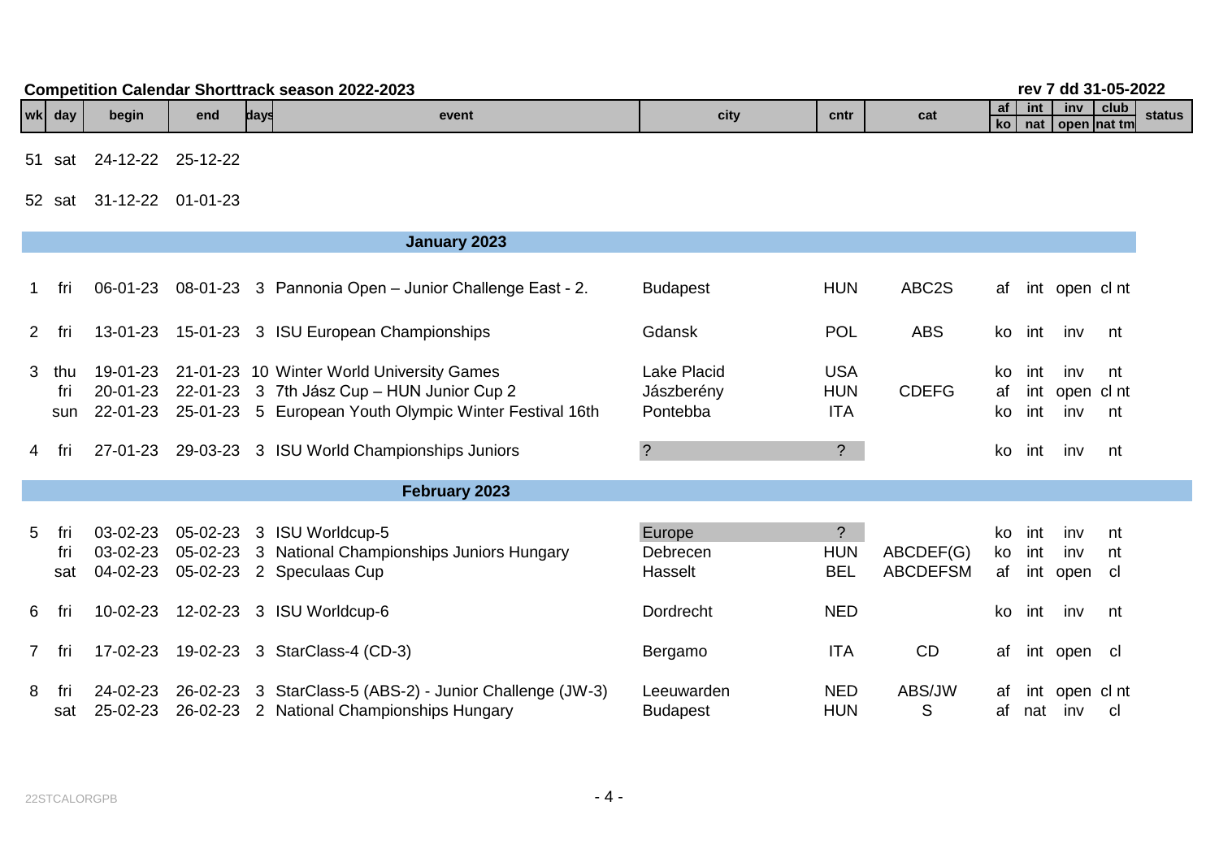**Competition Calendar Shorttrack season 2022-2023** rev 7 dd 31-05-2022

| wk | day | begin | end | days | event | city | cntr | cat | af / ko | int / nat | inv / open | club / nat tm | status |
|---|---|---|---|---|---|---|---|---|---|---|---|---|---|
| 51 | sat | 24-12-22 | 25-12-22 | | | | | | | | | | |
| 52 | sat | 31-12-22 | 01-01-23 | | | | | | | | | | |
| | | | | | **January 2023** | | | | | | | | |
| 1 | fri | 06-01-23 | 08-01-23 | 3 | Pannonia Open – Junior Challenge East - 2. | Budapest | HUN | ABC2S | af | int | open | cl nt | |
| 2 | fri | 13-01-23 | 15-01-23 | 3 | ISU European Championships | Gdansk | POL | ABS | ko | int | inv | nt | |
| 3 | thu | 19-01-23 | 21-01-23 | 10 | Winter World University Games | Lake Placid | USA | | ko | int | inv | nt | |
| | fri | 20-01-23 | 22-01-23 | 3 | 7th Jász Cup – HUN Junior Cup 2 | Jászberény | HUN | CDEFG | af | int | open | cl nt | |
| | sun | 22-01-23 | 25-01-23 | 5 | European Youth Olympic Winter Festival 16th | Pontebba | ITA | | ko | int | inv | nt | |
| 4 | fri | 27-01-23 | 29-03-23 | 3 | ISU World Championships Juniors | ? | ? | | ko | int | inv | nt | |
| | | | | | **February 2023** | | | | | | | | |
| 5 | fri | 03-02-23 | 05-02-23 | 3 | ISU Worldcup-5 | Europe | ? | | ko | int | inv | nt | |
| | fri | 03-02-23 | 05-02-23 | 3 | National Championships Juniors Hungary | Debrecen | HUN | ABCDEF(G) | ko | int | inv | nt | |
| | sat | 04-02-23 | 05-02-23 | 2 | Speculaas Cup | Hasselt | BEL | ABCDEFSM | af | int | open | cl | |
| 6 | fri | 10-02-23 | 12-02-23 | 3 | ISU Worldcup-6 | Dordrecht | NED | | ko | int | inv | nt | |
| 7 | fri | 17-02-23 | 19-02-23 | 3 | StarClass-4 (CD-3) | Bergamo | ITA | CD | af | int | open | cl | |
| 8 | fri | 24-02-23 | 26-02-23 | 3 | StarClass-5 (ABS-2) - Junior Challenge (JW-3) | Leeuwarden | NED | ABS/JW | af | int | open | cl nt | |
| | sat | 25-02-23 | 26-02-23 | 2 | National Championships Hungary | Budapest | HUN | S | af | nat | inv | cl | |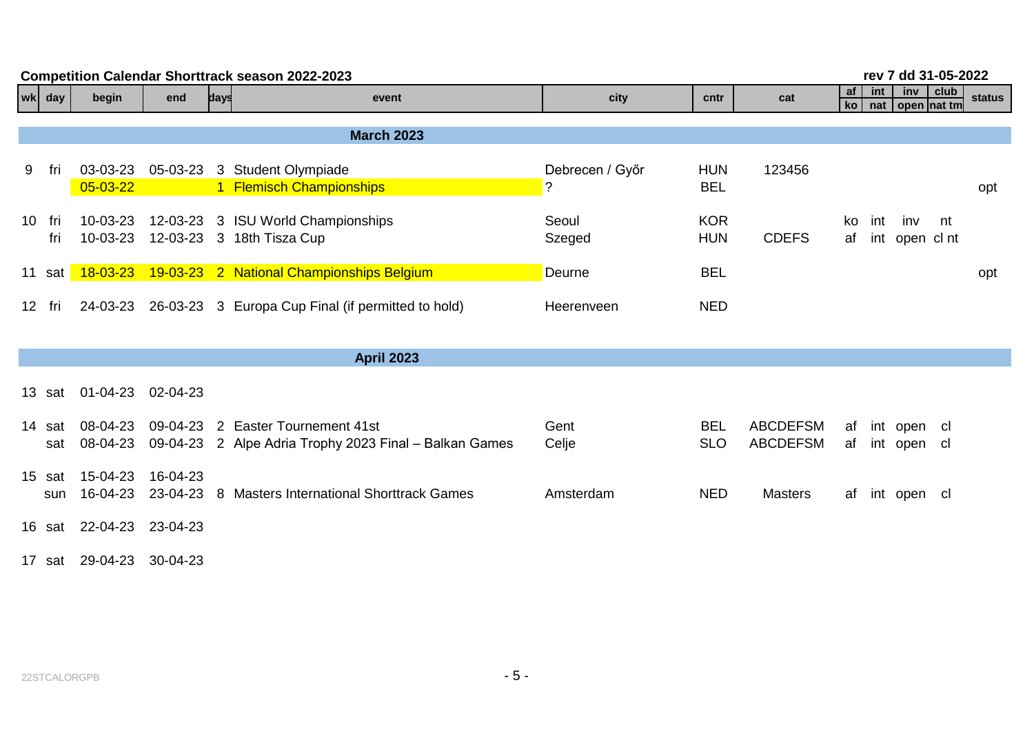**Competition Calendar Shorttrack season 2022-2023**

**rev 7 dd 31-05-2022**

| wk | day | begin | end | days | event | city | cntr | cat | af / ko | int / nat | inv / open | club / nat tm | status |
|---|---|---|---|---|---|---|---|---|---|---|---|---|---|
| | | | | | **March 2023** | | | | | | | | |
| 9 | fri | 03-03-23 | 05-03-23 | 3 | Student Olympiade | Debrecen / Győr | HUN | 123456 | | | | | |
| | | 05-03-22 | | 1 | Flemisch Championships | ? | BEL | | | | | | opt |
| 10 | fri | 10-03-23 | 12-03-23 | 3 | ISU World Championships | Seoul | KOR | | ko | int | inv | nt | |
| | fri | 10-03-23 | 12-03-23 | 3 | 18th Tisza Cup | Szeged | HUN | CDEFS | af | int | open | cl nt | |
| 11 | sat | 18-03-23 | 19-03-23 | 2 | National Championships Belgium | Deurne | BEL | | | | | | opt |
| 12 | fri | 24-03-23 | 26-03-23 | 3 | Europa Cup Final (if permitted to hold) | Heerenveen | NED | | | | | | |
| | | | | | **April 2023** | | | | | | | | |
| 13 | sat | 01-04-23 | 02-04-23 | | | | | | | | | | |
| 14 | sat | 08-04-23 | 09-04-23 | 2 | Easter Tournement 41st | Gent | BEL | ABCDEFSM | af | int | open | cl | |
| | sat | 08-04-23 | 09-04-23 | 2 | Alpe Adria Trophy 2023 Final – Balkan Games | Celje | SLO | ABCDEFSM | af | int | open | cl | |
| 15 | sat | 15-04-23 | 16-04-23 | | | | | | | | | | |
| | sun | 16-04-23 | 23-04-23 | 8 | Masters International Shorttrack Games | Amsterdam | NED | Masters | af | int | open | cl | |
| 16 | sat | 22-04-23 | 23-04-23 | | | | | | | | | | |
| 17 | sat | 29-04-23 | 30-04-23 | | | | | | | | | | |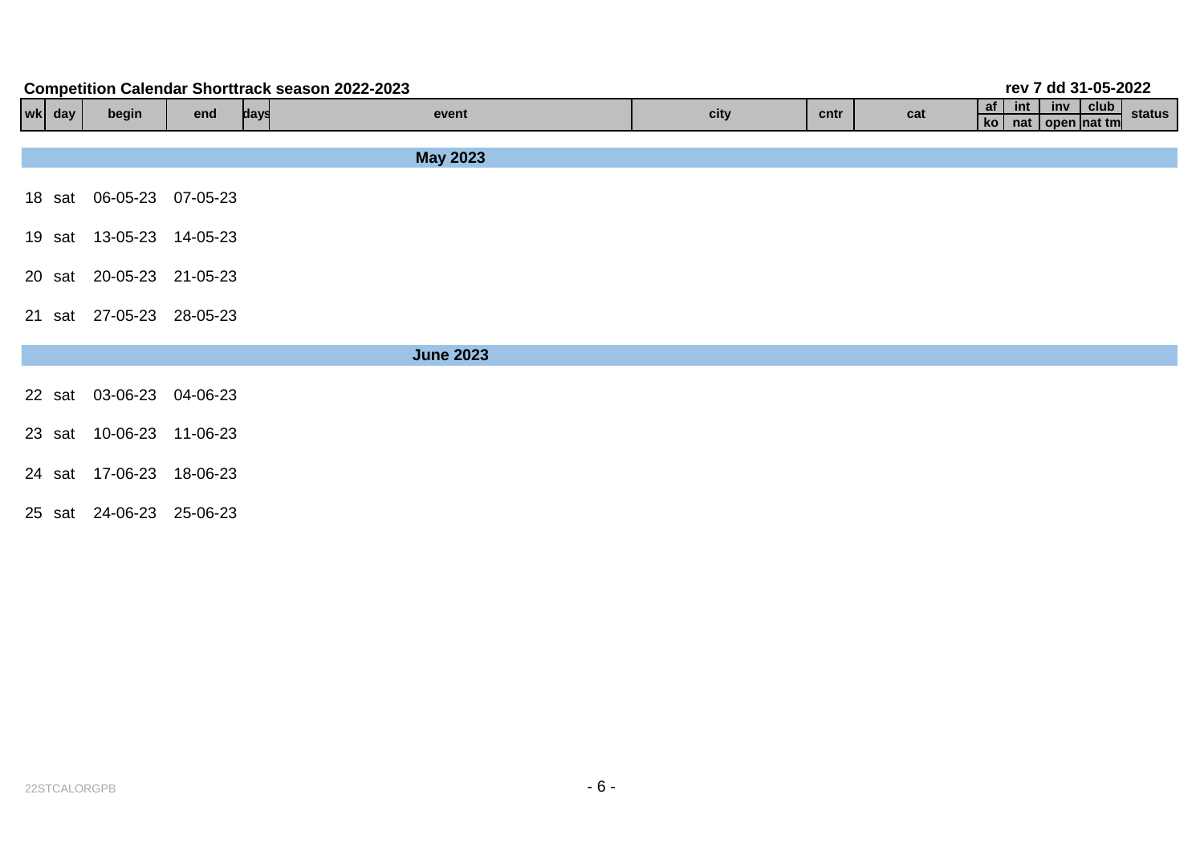**Competition Calendar Shorttrack season 2022-2023** rev 7 dd 31-05-2022

| wk | day | begin | end | days | event | city | cntr | cat | af ko | int nat | inv open | club nat tm | status |
|---|---|---|---|---|---|---|---|---|---|---|---|---|---|
| | | | | | **May 2023** | | | | | | | | |
| 18 | sat | 06-05-23 | 07-05-23 | | | | | | | | | | |
| 19 | sat | 13-05-23 | 14-05-23 | | | | | | | | | | |
| 20 | sat | 20-05-23 | 21-05-23 | | | | | | | | | | |
| 21 | sat | 27-05-23 | 28-05-23 | | | | | | | | | | |
| | | | | | **June 2023** | | | | | | | | |
| 22 | sat | 03-06-23 | 04-06-23 | | | | | | | | | | |
| 23 | sat | 10-06-23 | 11-06-23 | | | | | | | | | | |
| 24 | sat | 17-06-23 | 18-06-23 | | | | | | | | | | |
| 25 | sat | 24-06-23 | 25-06-23 | | | | | | | | | | |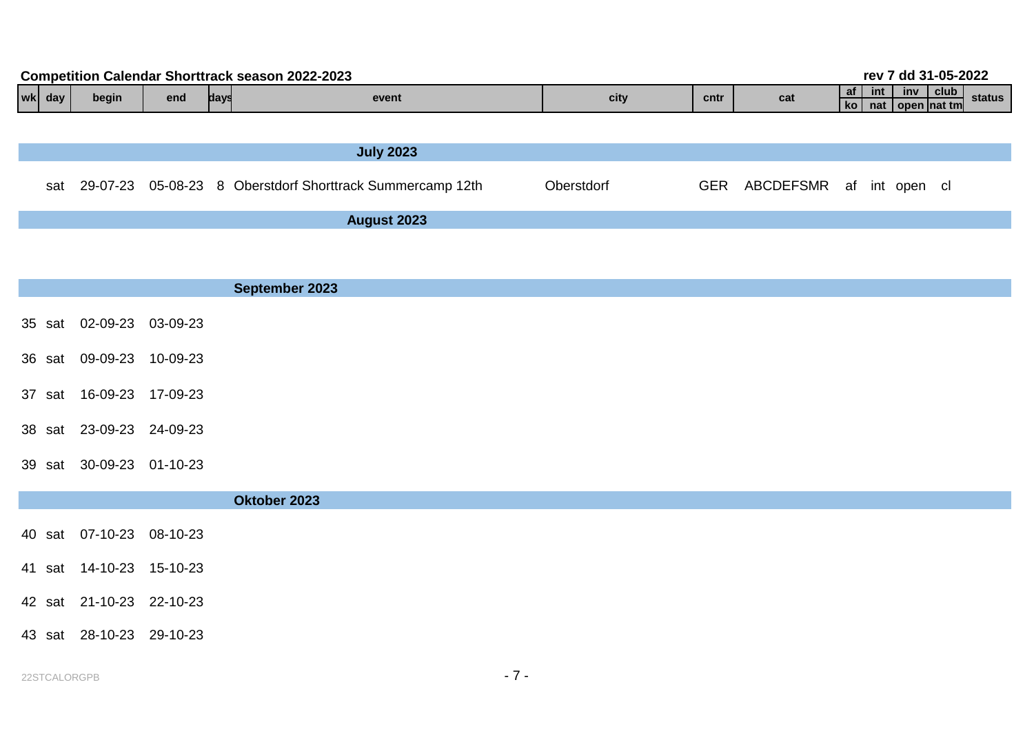**Competition Calendar Shorttrack season 2022-2023** rev 7 dd 31-05-2022

| wk | day | begin | end | days | event | city | cntr | cat | af / ko | int / nat | inv / open | club / nat tm | status |
|---|---|---|---|---|---|---|---|---|---|---|---|---|---|
| | | | | | **July 2023** | | | | | | | | |
| | sat | 29-07-23 | 05-08-23 | 8 | Oberstdorf Shorttrack Summercamp 12th | Oberstdorf | GER | ABCDEFSMR | af | int | open | cl | |
| | | | | | **August 2023** | | | | | | | | |
| | | | | | **September 2023** | | | | | | | | |
| 35 | sat | 02-09-23 | 03-09-23 | | | | | | | | | | |
| 36 | sat | 09-09-23 | 10-09-23 | | | | | | | | | | |
| 37 | sat | 16-09-23 | 17-09-23 | | | | | | | | | | |
| 38 | sat | 23-09-23 | 24-09-23 | | | | | | | | | | |
| 39 | sat | 30-09-23 | 01-10-23 | | | | | | | | | | |
| | | | | | **Oktober 2023** | | | | | | | | |
| 40 | sat | 07-10-23 | 08-10-23 | | | | | | | | | | |
| 41 | sat | 14-10-23 | 15-10-23 | | | | | | | | | | |
| 42 | sat | 21-10-23 | 22-10-23 | | | | | | | | | | |
| 43 | sat | 28-10-23 | 29-10-23 | | | | | | | | | | |

22STCALORGPB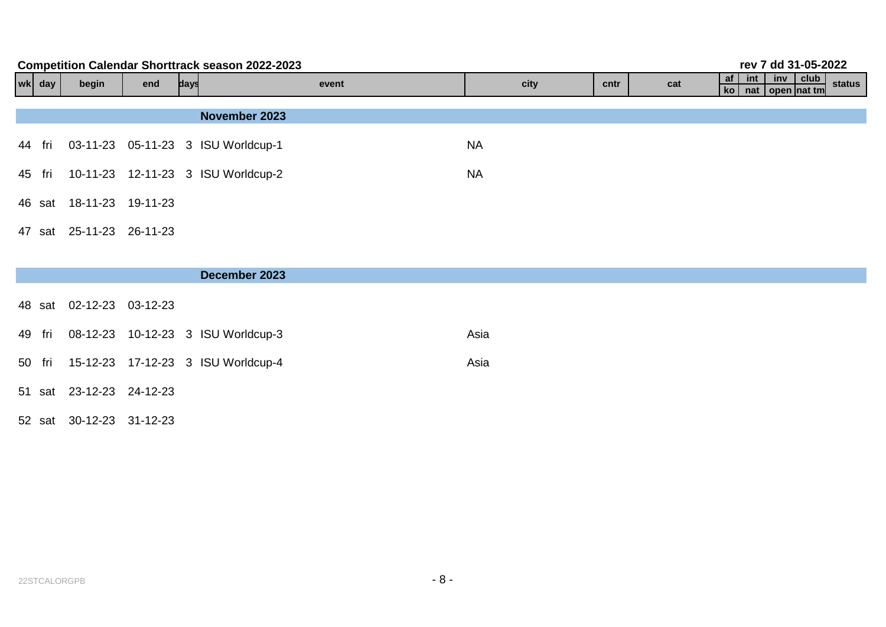**Competition Calendar Shorttrack season 2022-2023** rev 7 dd 31-05-2022

| wk | day | begin | end | days | event | city | cntr | cat | af ko | int nat | inv open | club nat tm | status |
|---|---|---|---|---|---|---|---|---|---|---|---|---|---|
| | | | | | **November 2023** | | | | | | | | |
| 44 | fri | 03-11-23 | 05-11-23 | 3 | ISU Worldcup-1 | NA | | | | | | | |
| 45 | fri | 10-11-23 | 12-11-23 | 3 | ISU Worldcup-2 | NA | | | | | | | |
| 46 | sat | 18-11-23 | 19-11-23 | | | | | | | | | | |
| 47 | sat | 25-11-23 | 26-11-23 | | | | | | | | | | |
| | | | | | **December 2023** | | | | | | | | |
| 48 | sat | 02-12-23 | 03-12-23 | | | | | | | | | | |
| 49 | fri | 08-12-23 | 10-12-23 | 3 | ISU Worldcup-3 | Asia | | | | | | | |
| 50 | fri | 15-12-23 | 17-12-23 | 3 | ISU Worldcup-4 | Asia | | | | | | | |
| 51 | sat | 23-12-23 | 24-12-23 | | | | | | | | | | |
| 52 | sat | 30-12-23 | 31-12-23 | | | | | | | | | | |

22STCALORGPB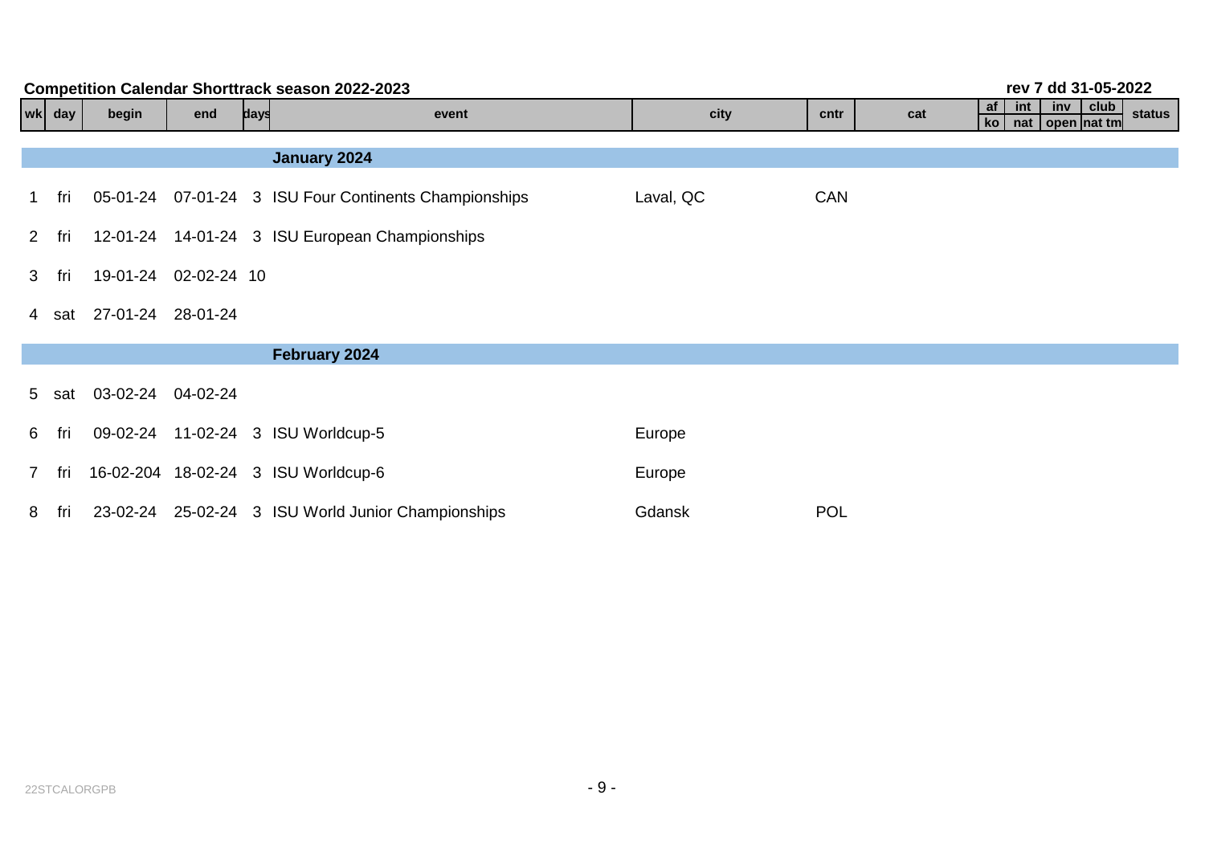**Competition Calendar Shorttrack season 2022-2023** rev 7 dd 31-05-2022

| wk | day | begin | end | days | event | city | cntr | cat | af ko | int nat | inv open | club nat tm | status |
|---|---|---|---|---|---|---|---|---|---|---|---|---|---|
| | | | | | **January 2024** | | | | | | | | |
| 1 | fri | 05-01-24 | 07-01-24 | 3 | ISU Four Continents Championships | Laval, QC | CAN | | | | | | |
| 2 | fri | 12-01-24 | 14-01-24 | 3 | ISU European Championships | | | | | | | | |
| 3 | fri | 19-01-24 | 02-02-24 | 10 | | | | | | | | | |
| 4 | sat | 27-01-24 | 28-01-24 | | | | | | | | | | |
| | | | | | **February 2024** | | | | | | | | |
| 5 | sat | 03-02-24 | 04-02-24 | | | | | | | | | | |
| 6 | fri | 09-02-24 | 11-02-24 | 3 | ISU Worldcup-5 | Europe | | | | | | | |
| 7 | fri | 16-02-204 | 18-02-24 | 3 | ISU Worldcup-6 | Europe | | | | | | | |
| 8 | fri | 23-02-24 | 25-02-24 | 3 | ISU World Junior Championships | Gdansk | POL | | | | | | |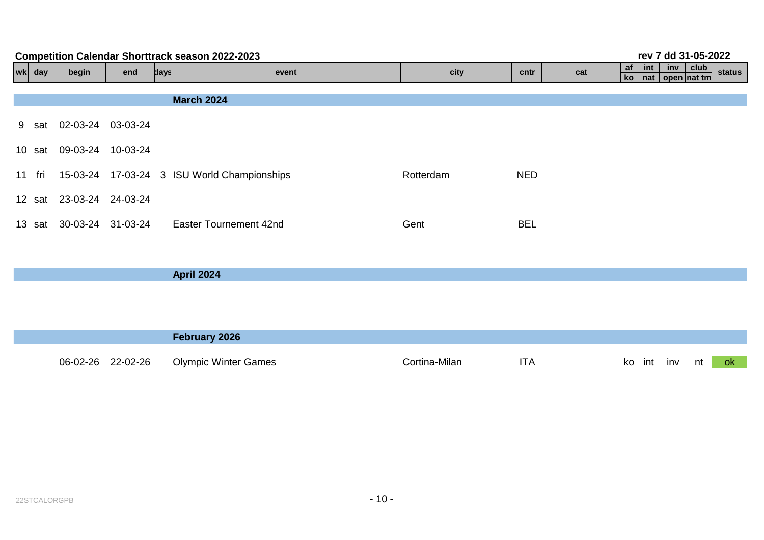**Competition Calendar Shorttrack season 2022-2023** rev 7 dd 31-05-2022

| wk | day | begin | end | days | event | city | cntr | cat | af ko | int nat | inv open | club nat tm | status |
|---|---|---|---|---|---|---|---|---|---|---|---|---|---|
| | | | | | **March 2024** | | | | | | | | |
| 9 | sat | 02-03-24 | 03-03-24 | | | | | | | | | | |
| 10 | sat | 09-03-24 | 10-03-24 | | | | | | | | | | |
| 11 | fri | 15-03-24 | 17-03-24 | 3 | ISU World Championships | Rotterdam | NED | | | | | | |
| 12 | sat | 23-03-24 | 24-03-24 | | | | | | | | | | |
| 13 | sat | 30-03-24 | 31-03-24 | | Easter Tournement 42nd | Gent | BEL | | | | | | |
| | | | | | **April 2024** | | | | | | | | |
| | | | | | **February 2026** | | | | | | | | |
| | | 06-02-26 | 22-02-26 | | Olympic Winter Games | Cortina-Milan | ITA | | ko | int | inv | nt | ok |

22STCALORGPB